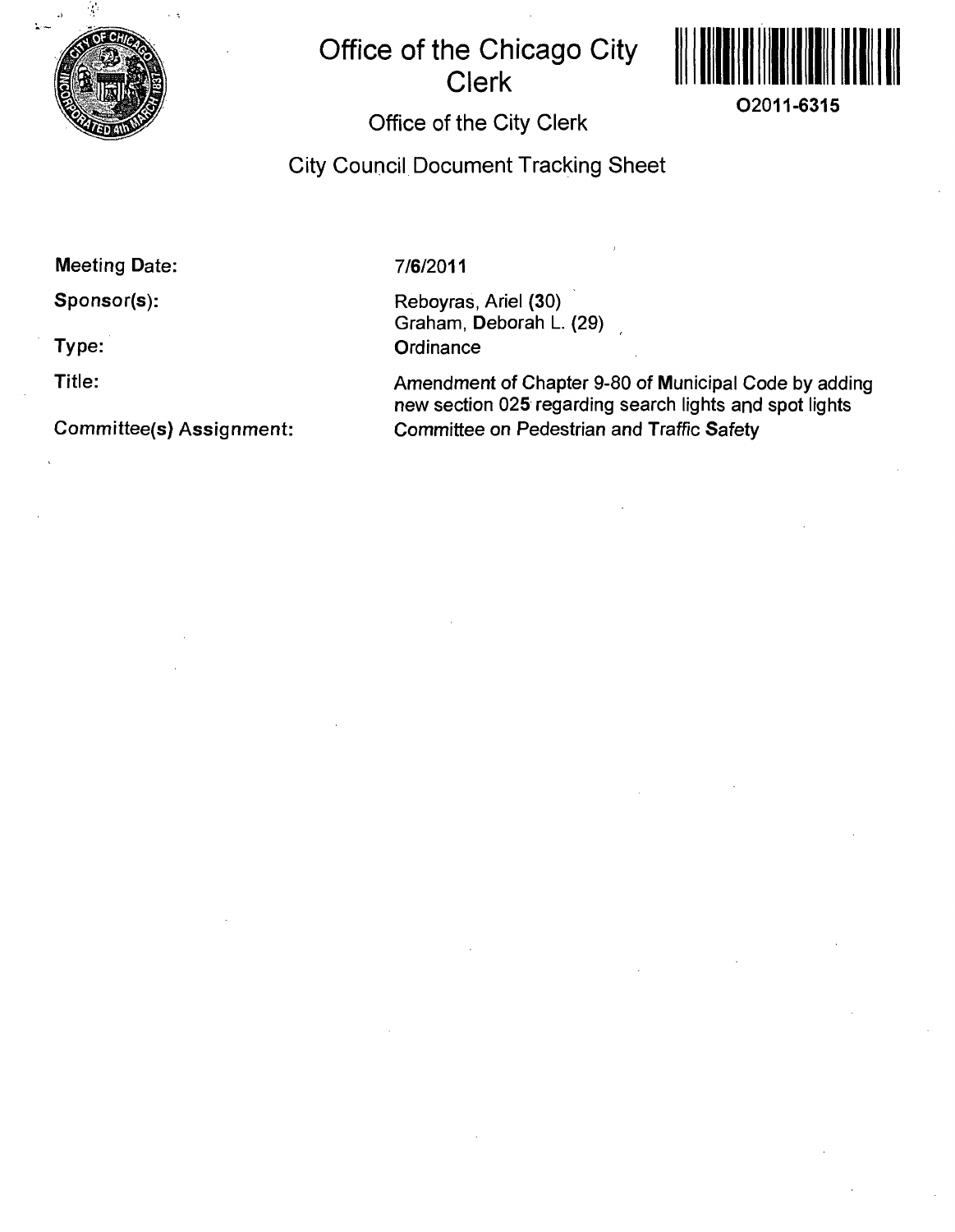# Office of the Chicago City Clerk

O2011-6315

## Office of the City Clerk

## City Council Document Tracking Sheet

**Meeting Date:** 7/6/2011

**Sponsor(s):** Reboyras, Ariel (30)
Graham, Deborah L. (29)

**Type:** Ordinance

**Title:** Amendment of Chapter 9-80 of Municipal Code by adding new section 025 regarding search lights and spot lights

**Committee(s) Assignment:** Committee on Pedestrian and Traffic Safety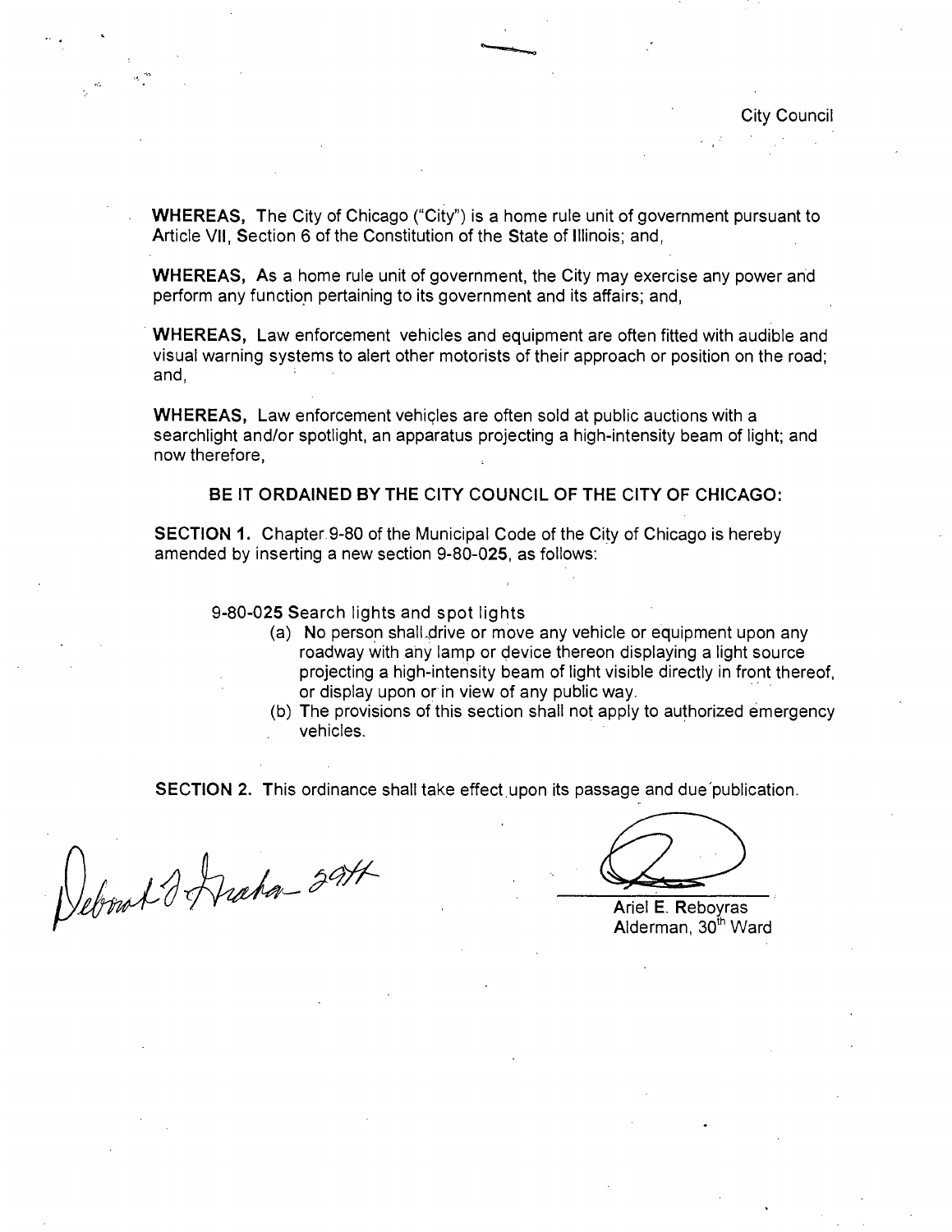City Council

**WHEREAS,** The City of Chicago ("City") is a home rule unit of government pursuant to Article VII, Section 6 of the Constitution of the State of Illinois; and,

**WHEREAS,** As a home rule unit of government, the City may exercise any power and perform any function pertaining to its government and its affairs; and,

**WHEREAS,** Law enforcement vehicles and equipment are often fitted with audible and visual warning systems to alert other motorists of their approach or position on the road; and,

**WHEREAS,** Law enforcement vehicles are often sold at public auctions with a searchlight and/or spotlight, an apparatus projecting a high-intensity beam of light; and now therefore,

**BE IT ORDAINED BY THE CITY COUNCIL OF THE CITY OF CHICAGO:**

**SECTION 1.** Chapter 9-80 of the Municipal Code of the City of Chicago is hereby amended by inserting a new section 9-80-025, as follows:

9-80-025 Search lights and spot lights

(a) No person shall drive or move any vehicle or equipment upon any roadway with any lamp or device thereon displaying a light source projecting a high-intensity beam of light visible directly in front thereof, or display upon or in view of any public way.

(b) The provisions of this section shall not apply to authorized emergency vehicles.

**SECTION 2.** This ordinance shall take effect upon its passage and due publication.

Deborah L. Graham 29th

Ariel E. Reboyras
Alderman, 30th Ward